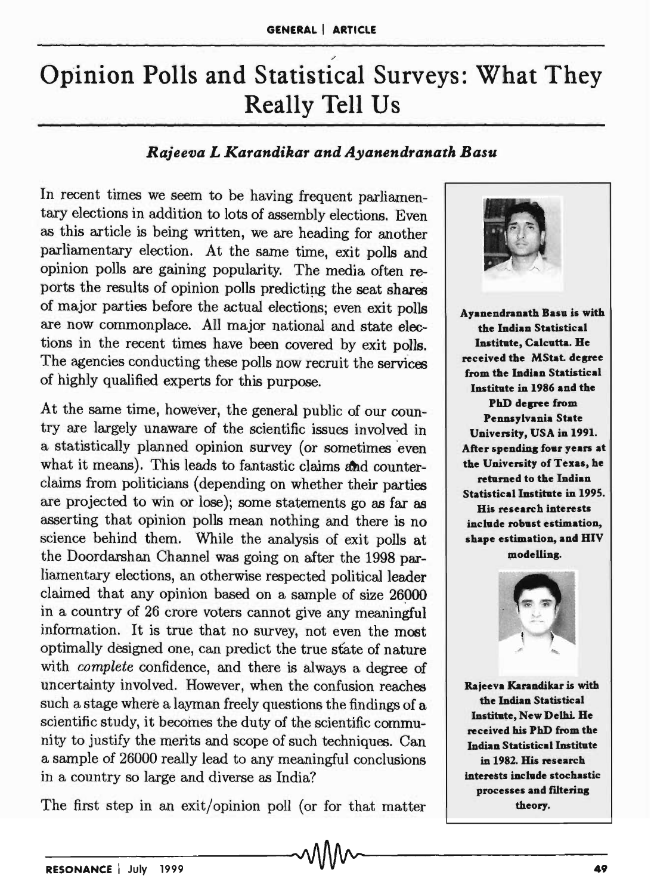# Opinion Polls and Statistical Surveys: What They Really Tell Us

***Rajeeva L Karandikar and Ayanendranath Basu***

In recent times we seem to be having frequent parliamentary elections in addition to lots of assembly elections. Even as this article is being written, we are heading for another parliamentary election. At the same time, exit polls and opinion polls are gaining popularity. The media often reports the results of opinion polls predicting the seat shares of major parties before the actual elections; even exit polls are now commonplace. All major national and state elections in the recent times have been covered by exit polls. The agencies conducting these polls now recruit the services of highly qualified experts for this purpose.

At the same time, however, the general public of our country are largely unaware of the scientific issues involved in a statistically planned opinion survey (or sometimes even what it means). This leads to fantastic claims and counterclaims from politicians (depending on whether their parties are projected to win or lose); some statements go as far as asserting that opinion polls mean nothing and there is no science behind them. While the analysis of exit polls at the Doordarshan Channel was going on after the 1998 parliamentary elections, an otherwise respected political leader claimed that any opinion based on a sample of size 26000 in a country of 26 crore voters cannot give any meaningful information. It is true that no survey, not even the most optimally designed one, can predict the true state of nature with *complete* confidence, and there is always a degree of uncertainty involved. However, when the confusion reaches such a stage where a layman freely questions the findings of a scientific study, it becomes the duty of the scientific community to justify the merits and scope of such techniques. Can a sample of 26000 really lead to any meaningful conclusions in a country so large and diverse as India?

The first step in an exit/opinion poll (or for that matter

**Ayanendranath Basu is with the Indian Statistical Institute, Calcutta. He received the MStat. degree from the Indian Statistical Institute in 1986 and the PhD degree from Pennsylvania State University, USA in 1991. After spending four years at the University of Texas, he returned to the Indian Statistical Institute in 1995. His research interests include robust estimation, shape estimation, and HIV modelling.**

**Rajeeva Karandikar is with the Indian Statistical Institute, New Delhi. He received his PhD from the Indian Statistical Institute in 1982. His research interests include stochastic processes and filtering theory.**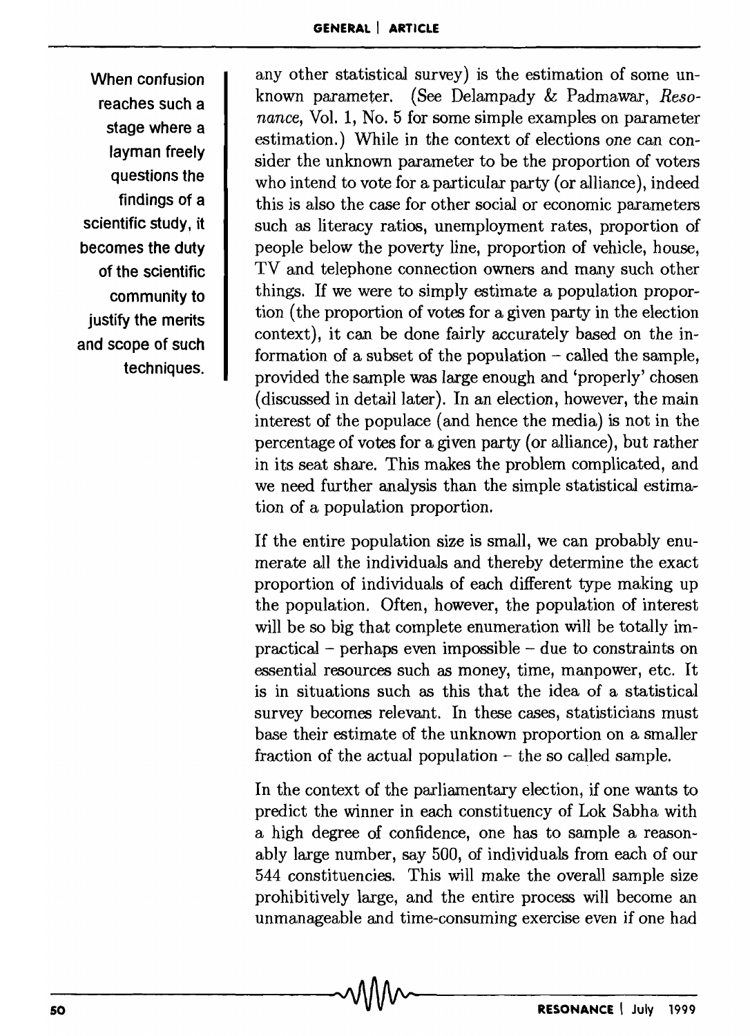When confusion reaches such a stage where a layman freely questions the findings of a scientific study, it becomes the duty of the scientific community to justify the merits and scope of such techniques.

any other statistical survey) is the estimation of some unknown parameter. (See Delampady & Padmawar, *Resonance*, Vol. 1, No. 5 for some simple examples on parameter estimation.) While in the context of elections one can consider the unknown parameter to be the proportion of voters who intend to vote for a particular party (or alliance), indeed this is also the case for other social or economic parameters such as literacy ratios, unemployment rates, proportion of people below the poverty line, proportion of vehicle, house, TV and telephone connection owners and many such other things. If we were to simply estimate a population proportion (the proportion of votes for a given party in the election context), it can be done fairly accurately based on the information of a subset of the population – called the sample, provided the sample was large enough and 'properly' chosen (discussed in detail later). In an election, however, the main interest of the populace (and hence the media) is not in the percentage of votes for a given party (or alliance), but rather in its seat share. This makes the problem complicated, and we need further analysis than the simple statistical estimation of a population proportion.

If the entire population size is small, we can probably enumerate all the individuals and thereby determine the exact proportion of individuals of each different type making up the population. Often, however, the population of interest will be so big that complete enumeration will be totally impractical – perhaps even impossible – due to constraints on essential resources such as money, time, manpower, etc. It is in situations such as this that the idea of a statistical survey becomes relevant. In these cases, statisticians must base their estimate of the unknown proportion on a smaller fraction of the actual population – the so called sample.

In the context of the parliamentary election, if one wants to predict the winner in each constituency of Lok Sabha with a high degree of confidence, one has to sample a reasonably large number, say 500, of individuals from each of our 544 constituencies. This will make the overall sample size prohibitively large, and the entire process will become an unmanageable and time-consuming exercise even if one had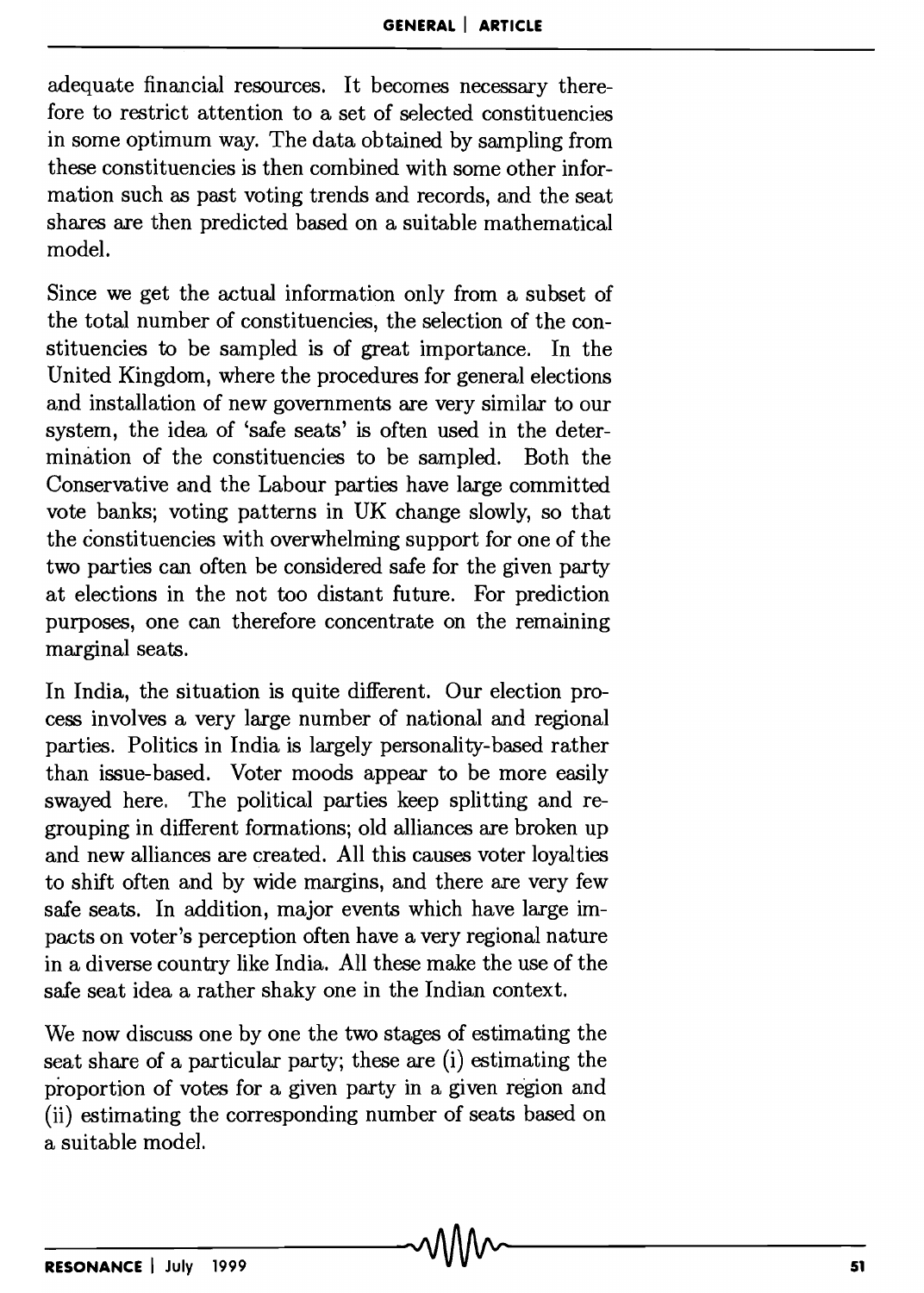adequate financial resources. It becomes necessary therefore to restrict attention to a set of selected constituencies in some optimum way. The data obtained by sampling from these constituencies is then combined with some other information such as past voting trends and records, and the seat shares are then predicted based on a suitable mathematical model.

Since we get the actual information only from a subset of the total number of constituencies, the selection of the constituencies to be sampled is of great importance. In the United Kingdom, where the procedures for general elections and installation of new governments are very similar to our system, the idea of 'safe seats' is often used in the determination of the constituencies to be sampled. Both the Conservative and the Labour parties have large committed vote banks; voting patterns in UK change slowly, so that the constituencies with overwhelming support for one of the two parties can often be considered safe for the given party at elections in the not too distant future. For prediction purposes, one can therefore concentrate on the remaining marginal seats.

In India, the situation is quite different. Our election process involves a very large number of national and regional parties. Politics in India is largely personality-based rather than issue-based. Voter moods appear to be more easily swayed here. The political parties keep splitting and regrouping in different formations; old alliances are broken up and new alliances are created. All this causes voter loyalties to shift often and by wide margins, and there are very few safe seats. In addition, major events which have large impacts on voter's perception often have a very regional nature in a diverse country like India. All these make the use of the safe seat idea a rather shaky one in the Indian context.

We now discuss one by one the two stages of estimating the seat share of a particular party; these are (i) estimating the proportion of votes for a given party in a given region and (ii) estimating the corresponding number of seats based on a suitable model.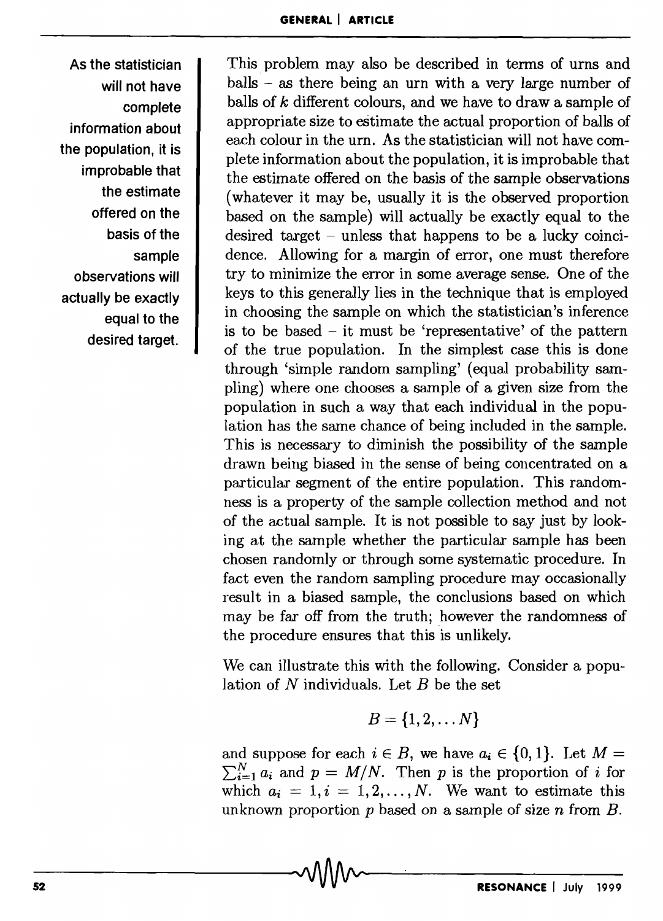As the statistician will not have complete information about the population, it is improbable that the estimate offered on the basis of the sample observations will actually be exactly equal to the desired target.

This problem may also be described in terms of urns and balls – as there being an urn with a very large number of balls of $k$ different colours, and we have to draw a sample of appropriate size to estimate the actual proportion of balls of each colour in the urn. As the statistician will not have complete information about the population, it is improbable that the estimate offered on the basis of the sample observations (whatever it may be, usually it is the observed proportion based on the sample) will actually be exactly equal to the desired target – unless that happens to be a lucky coincidence. Allowing for a margin of error, one must therefore try to minimize the error in some average sense. One of the keys to this generally lies in the technique that is employed in choosing the sample on which the statistician's inference is to be based – it must be 'representative' of the pattern of the true population. In the simplest case this is done through 'simple random sampling' (equal probability sampling) where one chooses a sample of a given size from the population in such a way that each individual in the population has the same chance of being included in the sample. This is necessary to diminish the possibility of the sample drawn being biased in the sense of being concentrated on a particular segment of the entire population. This randomness is a property of the sample collection method and not of the actual sample. It is not possible to say just by looking at the sample whether the particular sample has been chosen randomly or through some systematic procedure. In fact even the random sampling procedure may occasionally result in a biased sample, the conclusions based on which may be far off from the truth; however the randomness of the procedure ensures that this is unlikely.

We can illustrate this with the following. Consider a population of $N$ individuals. Let $B$ be the set

$$B = \{1, 2, \dots N\}$$

and suppose for each $i \in B$, we have $a_i \in \{0, 1\}$. Let $M = \sum_{i=1}^{N} a_i$ and $p = M/N$. Then $p$ is the proportion of $i$ for which $a_i = 1, i = 1, 2, \dots, N$. We want to estimate this unknown proportion $p$ based on a sample of size $n$ from $B$.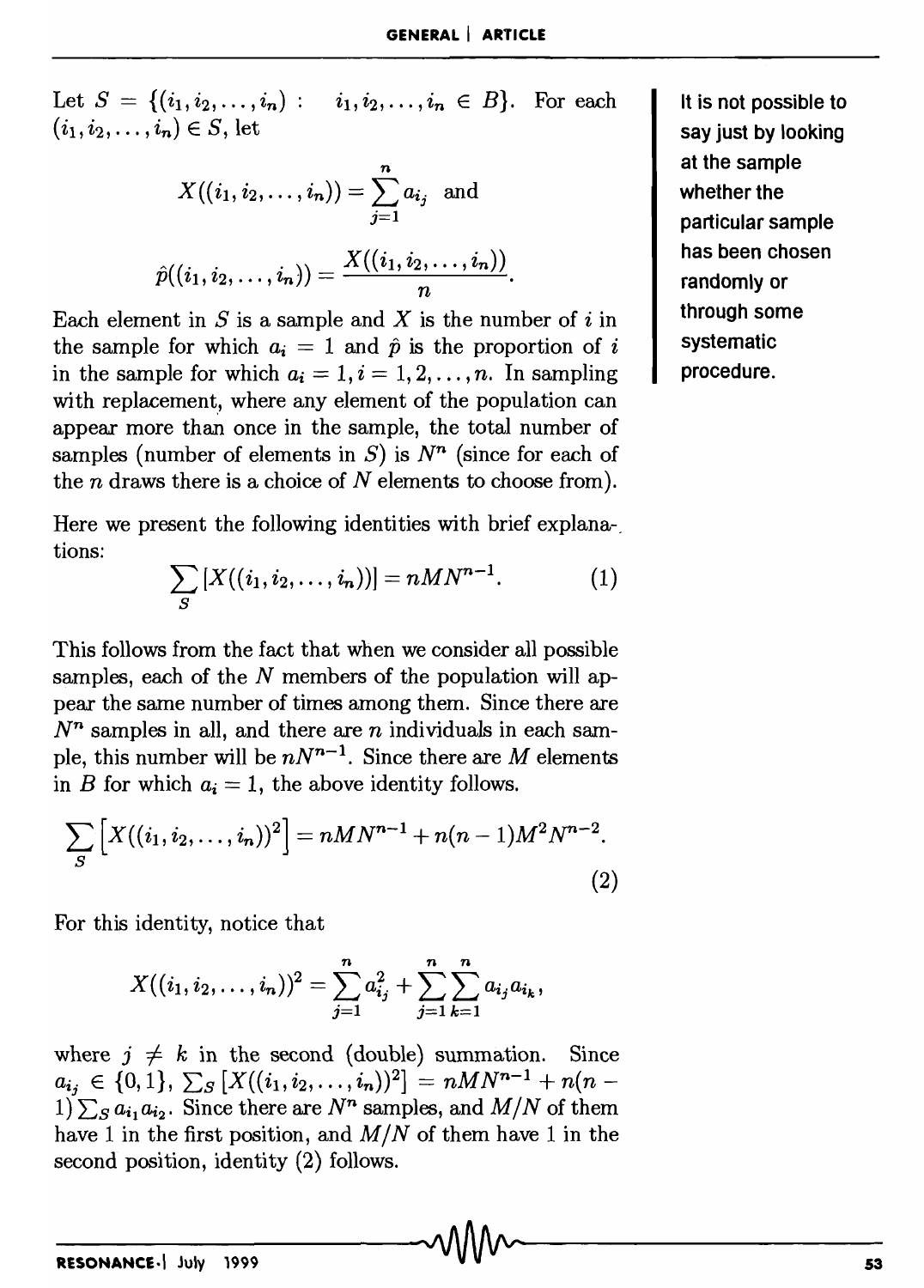Let $S = \{(i_1, i_2, \ldots, i_n) : \quad i_1, i_2, \ldots, i_n \in B\}$. For each $(i_1, i_2, \ldots, i_n) \in S$, let

$$X((i_1, i_2, \ldots, i_n)) = \sum_{j=1}^{n} a_{i_j} \quad \text{and}$$

$$\hat{p}((i_1, i_2, \ldots, i_n)) = \frac{X((i_1, i_2, \ldots, i_n))}{n}.$$

Each element in $S$ is a sample and $X$ is the number of $i$ in the sample for which $a_i = 1$ and $\hat{p}$ is the proportion of $i$ in the sample for which $a_i = 1, i = 1, 2, \ldots, n$. In sampling with replacement, where any element of the population can appear more than once in the sample, the total number of samples (number of elements in $S$) is $N^n$ (since for each of the $n$ draws there is a choice of $N$ elements to choose from).

It is not possible to say just by looking at the sample whether the particular sample has been chosen randomly or through some systematic procedure.

Here we present the following identities with brief explanations:

$$\sum_S [X((i_1, i_2, \ldots, i_n))] = nMN^{n-1}. \tag{1}$$

This follows from the fact that when we consider all possible samples, each of the $N$ members of the population will appear the same number of times among them. Since there are $N^n$ samples in all, and there are $n$ individuals in each sample, this number will be $nN^{n-1}$. Since there are $M$ elements in $B$ for which $a_i = 1$, the above identity follows.

$$\sum_S \left[X((i_1, i_2, \ldots, i_n))^2\right] = nMN^{n-1} + n(n-1)M^2N^{n-2}. \tag{2}$$

For this identity, notice that

$$X((i_1, i_2, \ldots, i_n))^2 = \sum_{j=1}^{n} a_{i_j}^2 + \sum_{j=1}^{n}\sum_{k=1}^{n} a_{i_j} a_{i_k},$$

where $j \neq k$ in the second (double) summation. Since $a_{i_j} \in \{0, 1\}$, $\sum_S [X((i_1, i_2, \ldots, i_n))^2] = nMN^{n-1} + n(n-1)\sum_S a_{i_1} a_{i_2}$. Since there are $N^n$ samples, and $M/N$ of them have 1 in the first position, and $M/N$ of them have 1 in the second position, identity (2) follows.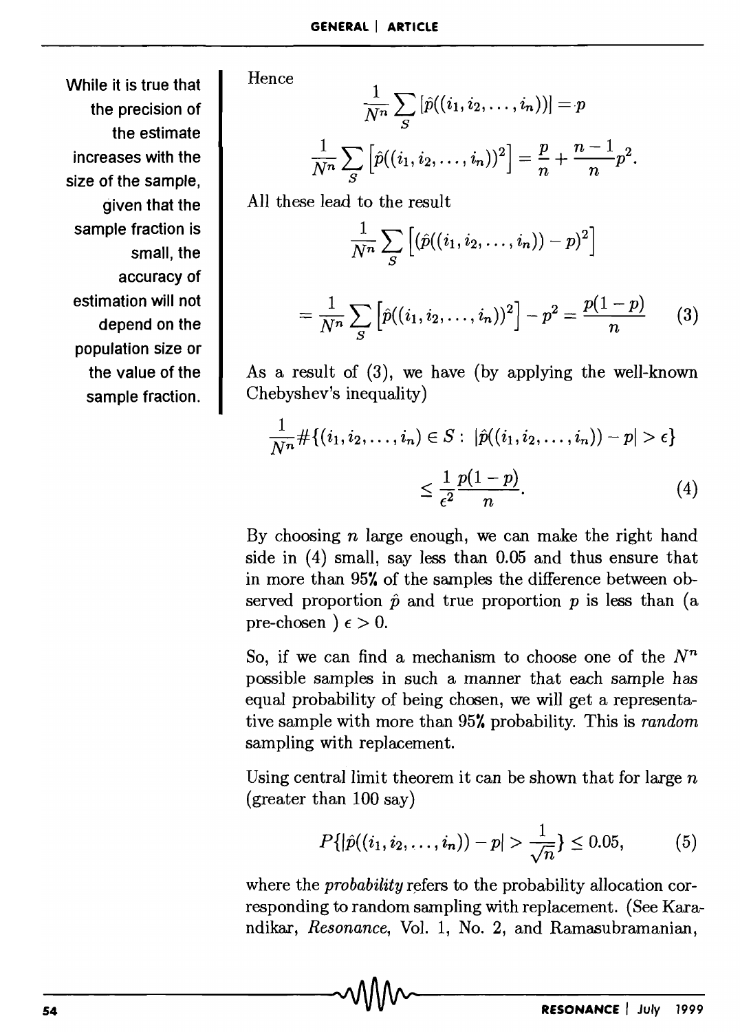While it is true that the precision of the estimate increases with the size of the sample, given that the sample fraction is small, the accuracy of estimation will not depend on the population size or the value of the sample fraction.

Hence

$$\frac{1}{N^n}\sum_S [\hat{p}((i_1, i_2, \ldots, i_n))] = p$$

$$\frac{1}{N^n}\sum_S \left[\hat{p}((i_1, i_2, \ldots, i_n))^2\right] = \frac{p}{n} + \frac{n-1}{n}p^2.$$

All these lead to the result

$$\frac{1}{N^n}\sum_S \left[(\hat{p}((i_1, i_2, \ldots, i_n)) - p)^2\right]$$

$$= \frac{1}{N^n}\sum_S \left[\hat{p}((i_1, i_2, \ldots, i_n))^2\right] - p^2 = \frac{p(1-p)}{n} \qquad (3)$$

As a result of (3), we have (by applying the well-known Chebyshev's inequality)

$$\frac{1}{N^n}\#\{(i_1, i_2, \ldots, i_n) \in S : \ |\hat{p}((i_1, i_2, \ldots, i_n)) - p| > \epsilon\}$$

$$\leq \frac{1}{\epsilon^2}\frac{p(1-p)}{n}. \qquad (4)$$

By choosing $n$ large enough, we can make the right hand side in (4) small, say less than 0.05 and thus ensure that in more than 95% of the samples the difference between observed proportion $\hat{p}$ and true proportion $p$ is less than (a pre-chosen ) $\epsilon > 0$.

So, if we can find a mechanism to choose one of the $N^n$ possible samples in such a manner that each sample has equal probability of being chosen, we will get a representative sample with more than 95% probability. This is *random* sampling with replacement.

Using central limit theorem it can be shown that for large $n$ (greater than 100 say)

$$P\{|\hat{p}((i_1, i_2, \ldots, i_n)) - p| > \frac{1}{\sqrt{n}}\} \leq 0.05, \qquad (5)$$

where the *probability* refers to the probability allocation corresponding to random sampling with replacement. (See Karandikar, *Resonance*, Vol. 1, No. 2, and Ramasubramanian,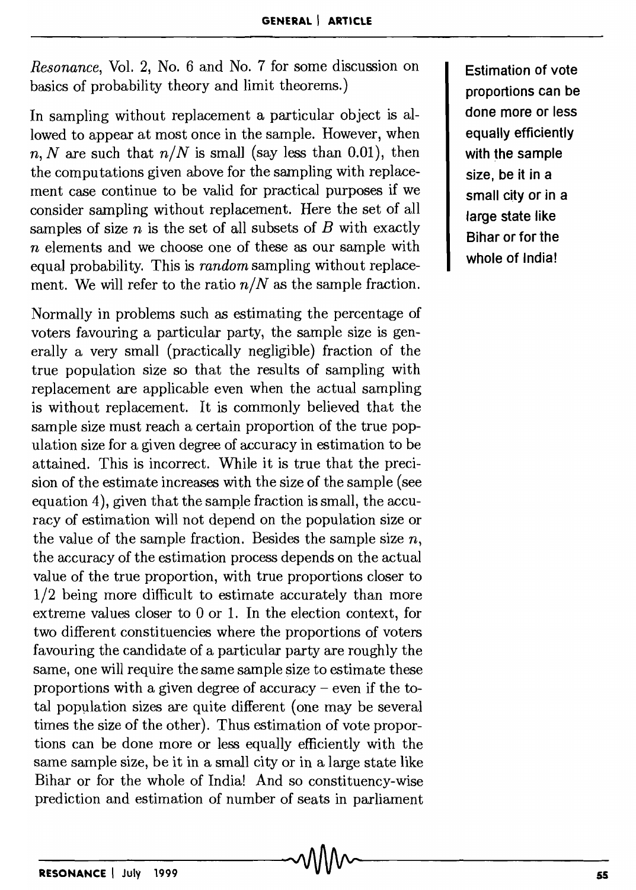*Resonance*, Vol. 2, No. 6 and No. 7 for some discussion on basics of probability theory and limit theorems.)

In sampling without replacement a particular object is allowed to appear at most once in the sample. However, when $n, N$ are such that $n/N$ is small (say less than 0.01), then the computations given above for the sampling with replacement case continue to be valid for practical purposes if we consider sampling without replacement. Here the set of all samples of size $n$ is the set of all subsets of $B$ with exactly $n$ elements and we choose one of these as our sample with equal probability. This is *random* sampling without replacement. We will refer to the ratio $n/N$ as the sample fraction.

Estimation of vote proportions can be done more or less equally efficiently with the sample size, be it in a small city or in a large state like Bihar or for the whole of India!

Normally in problems such as estimating the percentage of voters favouring a particular party, the sample size is generally a very small (practically negligible) fraction of the true population size so that the results of sampling with replacement are applicable even when the actual sampling is without replacement. It is commonly believed that the sample size must reach a certain proportion of the true population size for a given degree of accuracy in estimation to be attained. This is incorrect. While it is true that the precision of the estimate increases with the size of the sample (see equation 4), given that the sample fraction is small, the accuracy of estimation will not depend on the population size or the value of the sample fraction. Besides the sample size $n$, the accuracy of the estimation process depends on the actual value of the true proportion, with true proportions closer to 1/2 being more difficult to estimate accurately than more extreme values closer to 0 or 1. In the election context, for two different constituencies where the proportions of voters favouring the candidate of a particular party are roughly the same, one will require the same sample size to estimate these proportions with a given degree of accuracy – even if the total population sizes are quite different (one may be several times the size of the other). Thus estimation of vote proportions can be done more or less equally efficiently with the same sample size, be it in a small city or in a large state like Bihar or for the whole of India! And so constituency-wise prediction and estimation of number of seats in parliament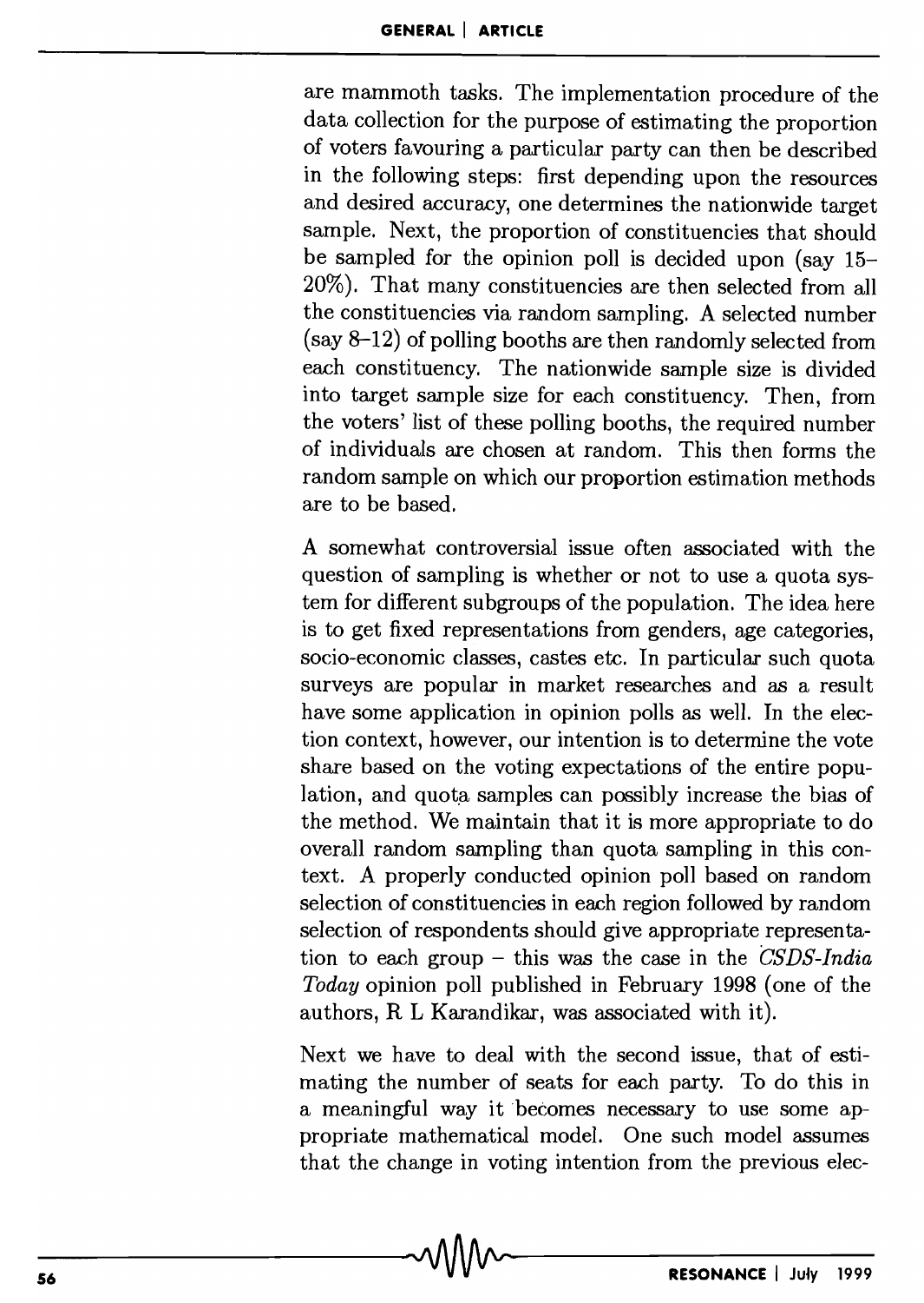are mammoth tasks. The implementation procedure of the data collection for the purpose of estimating the proportion of voters favouring a particular party can then be described in the following steps: first depending upon the resources and desired accuracy, one determines the nationwide target sample. Next, the proportion of constituencies that should be sampled for the opinion poll is decided upon (say 15–20%). That many constituencies are then selected from all the constituencies via random sampling. A selected number (say 8–12) of polling booths are then randomly selected from each constituency. The nationwide sample size is divided into target sample size for each constituency. Then, from the voters' list of these polling booths, the required number of individuals are chosen at random. This then forms the random sample on which our proportion estimation methods are to be based.

A somewhat controversial issue often associated with the question of sampling is whether or not to use a quota system for different subgroups of the population. The idea here is to get fixed representations from genders, age categories, socio-economic classes, castes etc. In particular such quota surveys are popular in market researches and as a result have some application in opinion polls as well. In the election context, however, our intention is to determine the vote share based on the voting expectations of the entire population, and quota samples can possibly increase the bias of the method. We maintain that it is more appropriate to do overall random sampling than quota sampling in this context. A properly conducted opinion poll based on random selection of constituencies in each region followed by random selection of respondents should give appropriate representation to each group – this was the case in the *CSDS-India Today* opinion poll published in February 1998 (one of the authors, R L Karandikar, was associated with it).

Next we have to deal with the second issue, that of estimating the number of seats for each party. To do this in a meaningful way it becomes necessary to use some appropriate mathematical model. One such model assumes that the change in voting intention from the previous elec-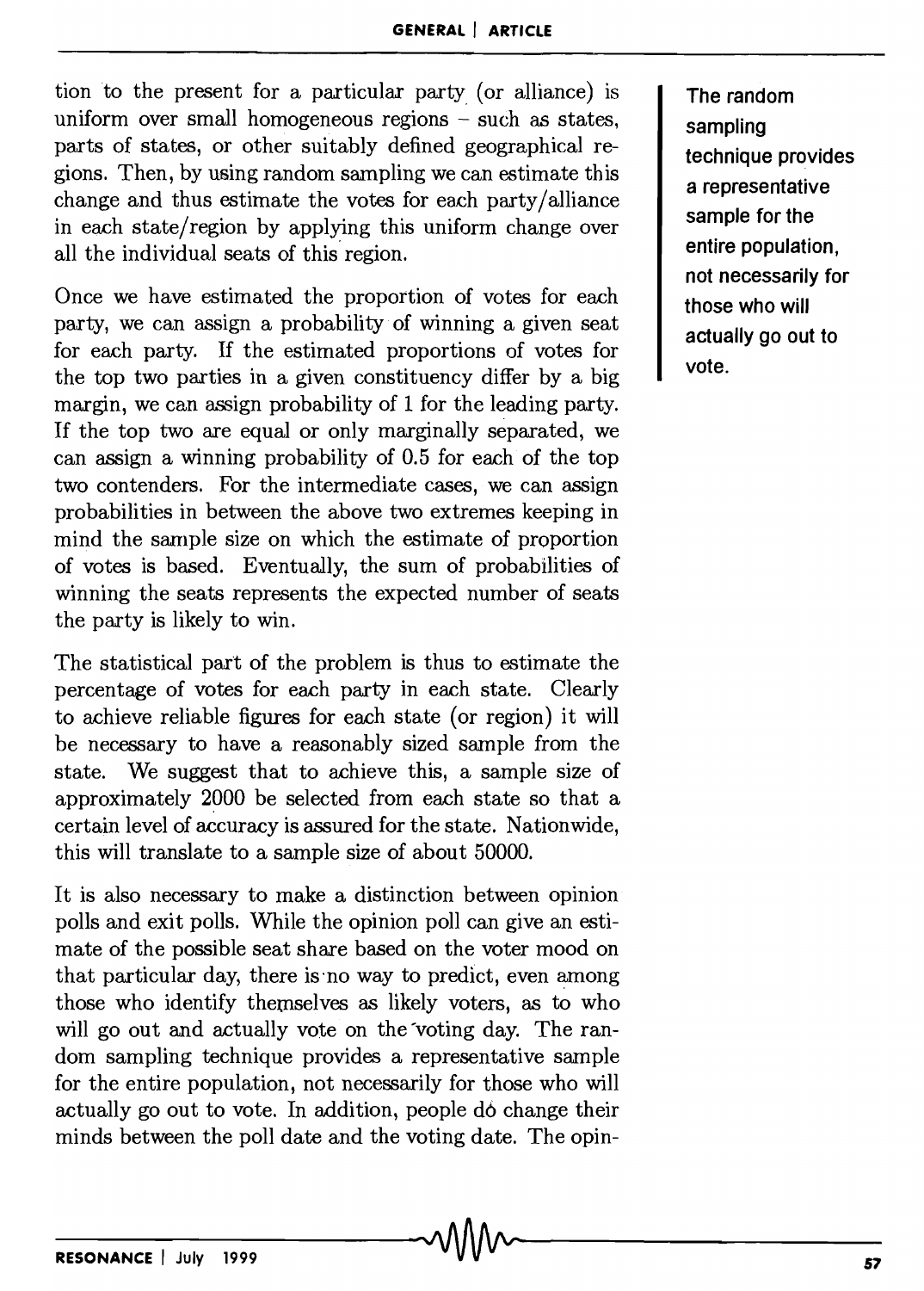tion to the present for a particular party (or alliance) is uniform over small homogeneous regions – such as states, parts of states, or other suitably defined geographical regions. Then, by using random sampling we can estimate this change and thus estimate the votes for each party/alliance in each state/region by applying this uniform change over all the individual seats of this region.

Once we have estimated the proportion of votes for each party, we can assign a probability of winning a given seat for each party. If the estimated proportions of votes for the top two parties in a given constituency differ by a big margin, we can assign probability of 1 for the leading party. If the top two are equal or only marginally separated, we can assign a winning probability of 0.5 for each of the top two contenders. For the intermediate cases, we can assign probabilities in between the above two extremes keeping in mind the sample size on which the estimate of proportion of votes is based. Eventually, the sum of probabilities of winning the seats represents the expected number of seats the party is likely to win.

The statistical part of the problem is thus to estimate the percentage of votes for each party in each state. Clearly to achieve reliable figures for each state (or region) it will be necessary to have a reasonably sized sample from the state. We suggest that to achieve this, a sample size of approximately 2000 be selected from each state so that a certain level of accuracy is assured for the state. Nationwide, this will translate to a sample size of about 50000.

It is also necessary to make a distinction between opinion polls and exit polls. While the opinion poll can give an estimate of the possible seat share based on the voter mood on that particular day, there is no way to predict, even among those who identify themselves as likely voters, as to who will go out and actually vote on the voting day. The random sampling technique provides a representative sample for the entire population, not necessarily for those who will actually go out to vote. In addition, people do change their minds between the poll date and the voting date. The opin-

**The random sampling technique provides a representative sample for the entire population, not necessarily for those who will actually go out to vote.**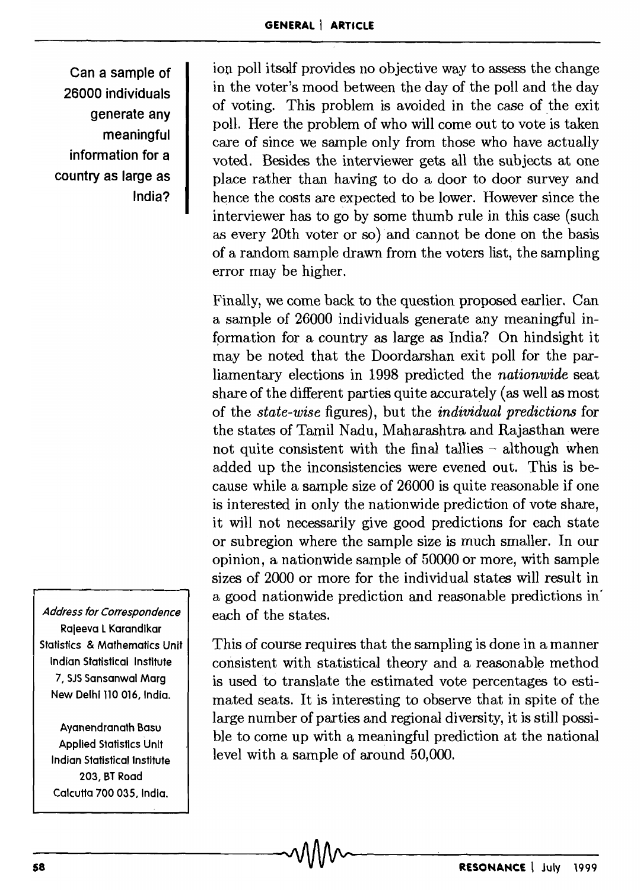ion poll itself provides no objective way to assess the change in the voter's mood between the day of the poll and the day of voting. This problem is avoided in the case of the exit poll. Here the problem of who will come out to vote is taken care of since we sample only from those who have actually voted. Besides the interviewer gets all the subjects at one place rather than having to do a door to door survey and hence the costs are expected to be lower. However since the interviewer has to go by some thumb rule in this case (such as every 20th voter or so) and cannot be done on the basis of a random sample drawn from the voters list, the sampling error may be higher.

**Can a sample of 26000 individuals generate any meaningful information for a country as large as India?**

Finally, we come back to the question proposed earlier. Can a sample of 26000 individuals generate any meaningful information for a country as large as India? On hindsight it may be noted that the Doordarshan exit poll for the parliamentary elections in 1998 predicted the *nationwide* seat share of the different parties quite accurately (as well as most of the *state-wise* figures), but the *individual predictions* for the states of Tamil Nadu, Maharashtra and Rajasthan were not quite consistent with the final tallies – although when added up the inconsistencies were evened out. This is because while a sample size of 26000 is quite reasonable if one is interested in only the nationwide prediction of vote share, it will not necessarily give good predictions for each state or subregion where the sample size is much smaller. In our opinion, a nationwide sample of 50000 or more, with sample sizes of 2000 or more for the individual states will result in a good nationwide prediction and reasonable predictions in each of the states.

This of course requires that the sampling is done in a manner consistent with statistical theory and a reasonable method is used to translate the estimated vote percentages to estimated seats. It is interesting to observe that in spite of the large number of parties and regional diversity, it is still possible to come up with a meaningful prediction at the national level with a sample of around 50,000.

*Address for Correspondence*

Rajeeva L Karandikar
Statistics & Mathematics Unit
Indian Statistical Institute
7, SJS Sansanwal Marg
New Delhi 110 016, India.

Ayanendranath Basu
Applied Statistics Unit
Indian Statistical Institute
203, BT Road
Calcutta 700 035, India.